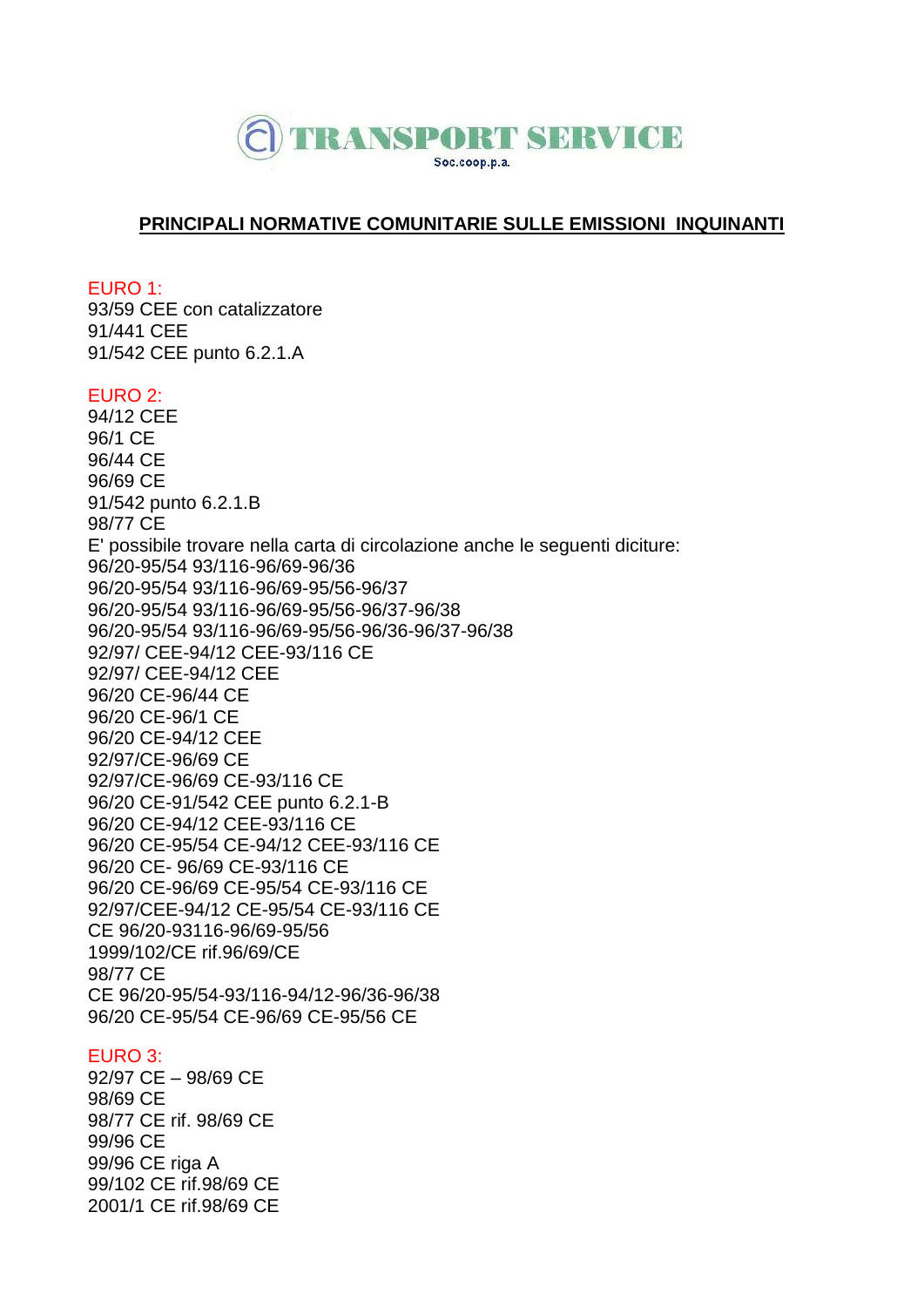TRANSPORT SERVICE
Soc.coop.p.a.

## PRINCIPALI NORMATIVE COMUNITARIE SULLE EMISSIONI INQUINANTI

EURO 1:
93/59 CEE con catalizzatore
91/441 CEE
91/542 CEE punto 6.2.1.A

EURO 2:
94/12 CEE
96/1 CE
96/44 CE
96/69 CE
91/542 punto 6.2.1.B
98/77 CE
E' possibile trovare nella carta di circolazione anche le seguenti diciture:
96/20-95/54 93/116-96/69-96/36
96/20-95/54 93/116-96/69-95/56-96/37
96/20-95/54 93/116-96/69-95/56-96/37-96/38
96/20-95/54 93/116-96/69-95/56-96/36-96/37-96/38
92/97/ CEE-94/12 CEE-93/116 CE
92/97/ CEE-94/12 CEE
96/20 CE-96/44 CE
96/20 CE-96/1 CE
96/20 CE-94/12 CEE
92/97/CE-96/69 CE
92/97/CE-96/69 CE-93/116 CE
96/20 CE-91/542 CEE punto 6.2.1-B
96/20 CE-94/12 CEE-93/116 CE
96/20 CE-95/54 CE-94/12 CEE-93/116 CE
96/20 CE- 96/69 CE-93/116 CE
96/20 CE-96/69 CE-95/54 CE-93/116 CE
92/97/CEE-94/12 CE-95/54 CE-93/116 CE
CE 96/20-93116-96/69-95/56
1999/102/CE rif.96/69/CE
98/77 CE
CE 96/20-95/54-93/116-94/12-96/36-96/38
96/20 CE-95/54 CE-96/69 CE-95/56 CE

EURO 3:
92/97 CE – 98/69 CE
98/69 CE
98/77 CE rif. 98/69 CE
99/96 CE
99/96 CE riga A
99/102 CE rif.98/69 CE
2001/1 CE rif.98/69 CE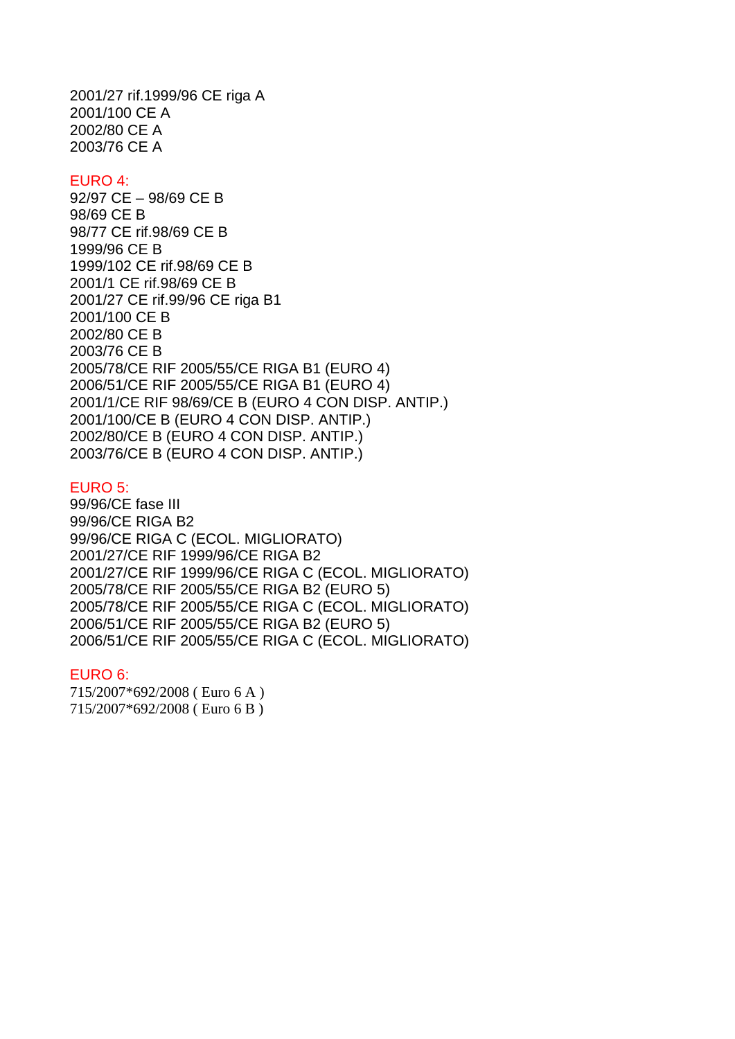2001/27 rif.1999/96 CE riga A
2001/100 CE A
2002/80 CE A
2003/76 CE A

## EURO 4:

92/97 CE – 98/69 CE B
98/69 CE B
98/77 CE rif.98/69 CE B
1999/96 CE B
1999/102 CE rif.98/69 CE B
2001/1 CE rif.98/69 CE B
2001/27 CE rif.99/96 CE riga B1
2001/100 CE B
2002/80 CE B
2003/76 CE B
2005/78/CE RIF 2005/55/CE RIGA B1 (EURO 4)
2006/51/CE RIF 2005/55/CE RIGA B1 (EURO 4)
2001/1/CE RIF 98/69/CE B (EURO 4 CON DISP. ANTIP.)
2001/100/CE B (EURO 4 CON DISP. ANTIP.)
2002/80/CE B (EURO 4 CON DISP. ANTIP.)
2003/76/CE B (EURO 4 CON DISP. ANTIP.)

## EURO 5:

99/96/CE fase III
99/96/CE RIGA B2
99/96/CE RIGA C (ECOL. MIGLIORATO)
2001/27/CE RIF 1999/96/CE RIGA B2
2001/27/CE RIF 1999/96/CE RIGA C (ECOL. MIGLIORATO)
2005/78/CE RIF 2005/55/CE RIGA B2 (EURO 5)
2005/78/CE RIF 2005/55/CE RIGA C (ECOL. MIGLIORATO)
2006/51/CE RIF 2005/55/CE RIGA B2 (EURO 5)
2006/51/CE RIF 2005/55/CE RIGA C (ECOL. MIGLIORATO)

## EURO 6:

715/2007*692/2008 ( Euro 6 A )
715/2007*692/2008 ( Euro 6 B )